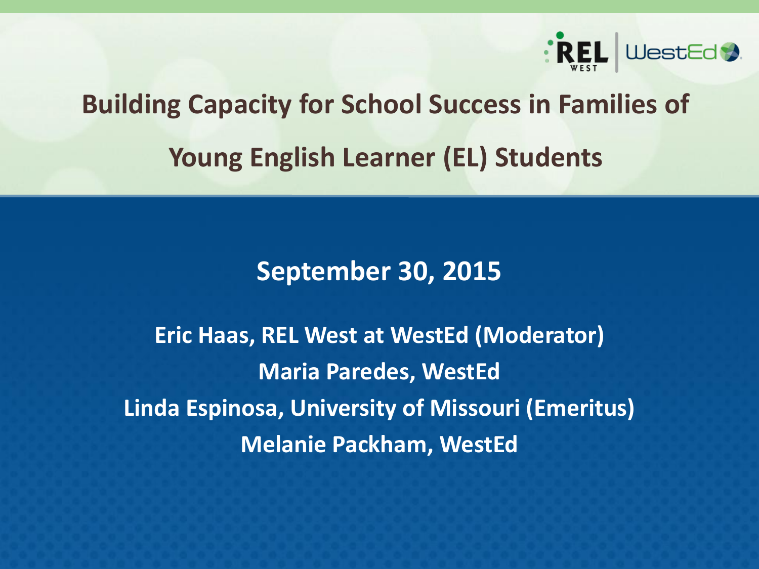# Building Capacity for School Success in Families of Young English Learner (EL) Students

**September 30, 2015**

**Eric Haas, REL West at WestEd (Moderator)**
**Maria Paredes, WestEd**
**Linda Espinosa, University of Missouri (Emeritus)**
**Melanie Packham, WestEd**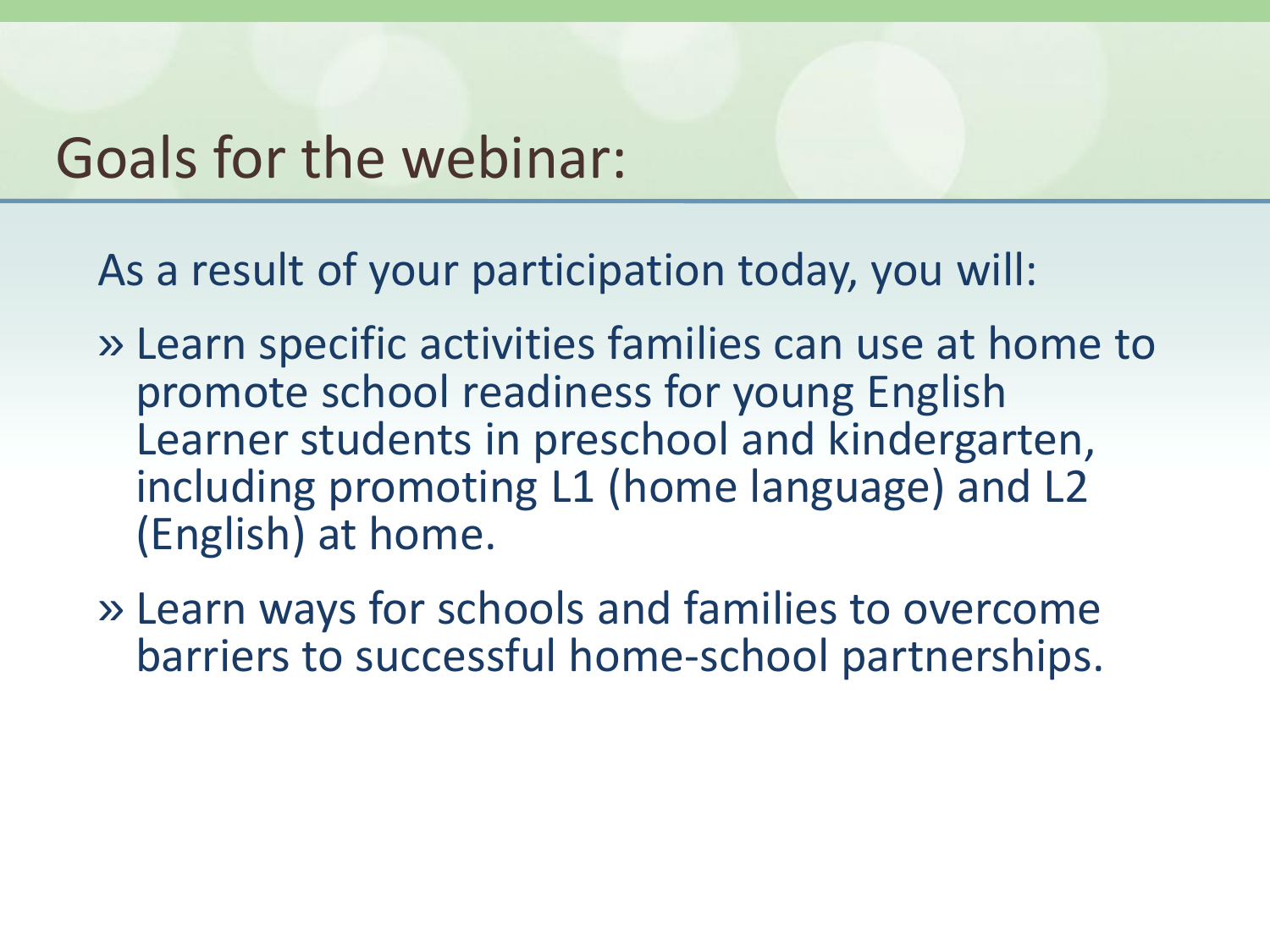# Goals for the webinar:

As a result of your participation today, you will:

- Learn specific activities families can use at home to promote school readiness for young English Learner students in preschool and kindergarten, including promoting L1 (home language) and L2 (English) at home.
- Learn ways for schools and families to overcome barriers to successful home-school partnerships.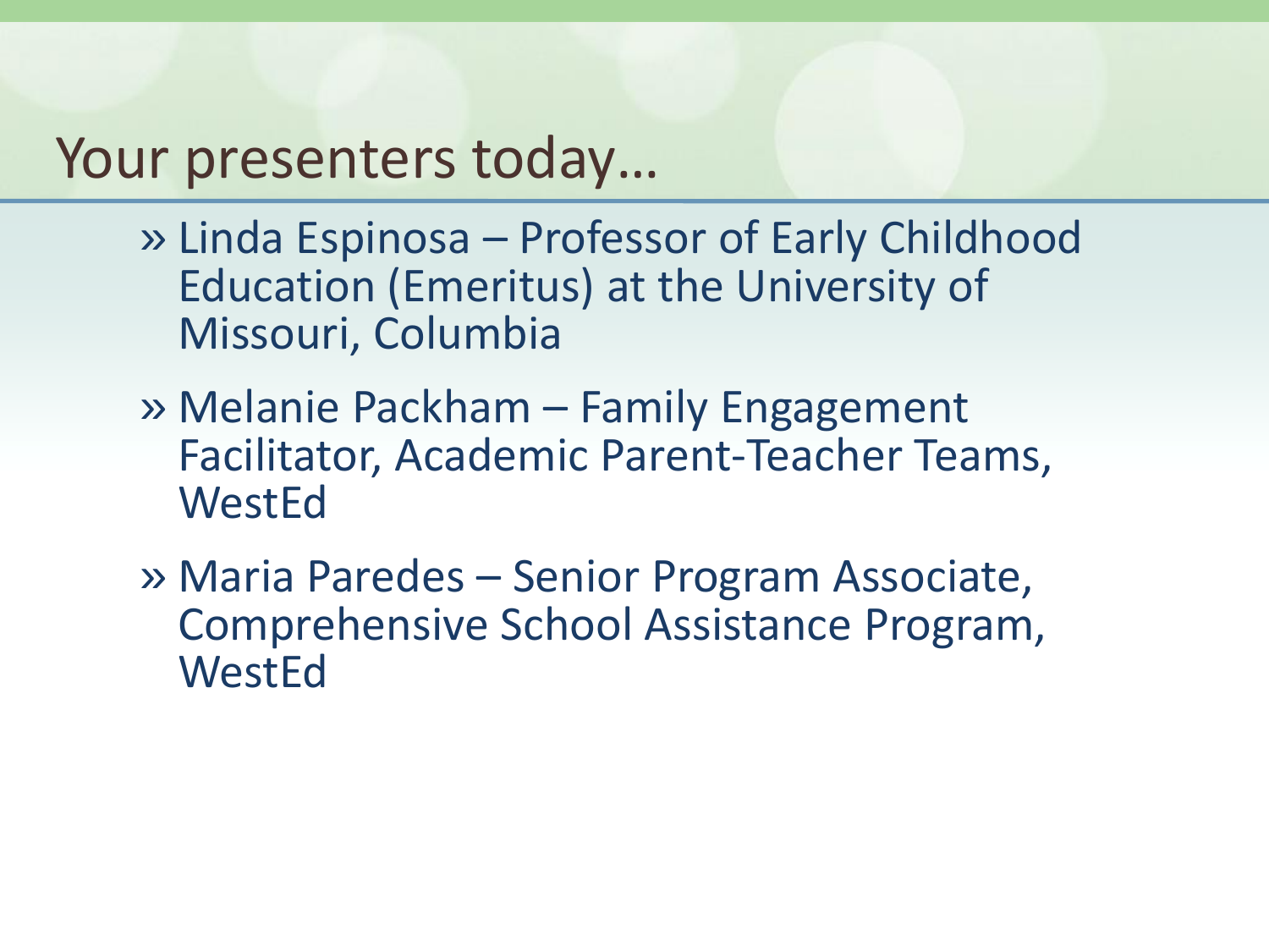# Your presenters today…

- Linda Espinosa – Professor of Early Childhood Education (Emeritus) at the University of Missouri, Columbia
- Melanie Packham – Family Engagement Facilitator, Academic Parent-Teacher Teams, WestEd
- Maria Paredes – Senior Program Associate, Comprehensive School Assistance Program, WestEd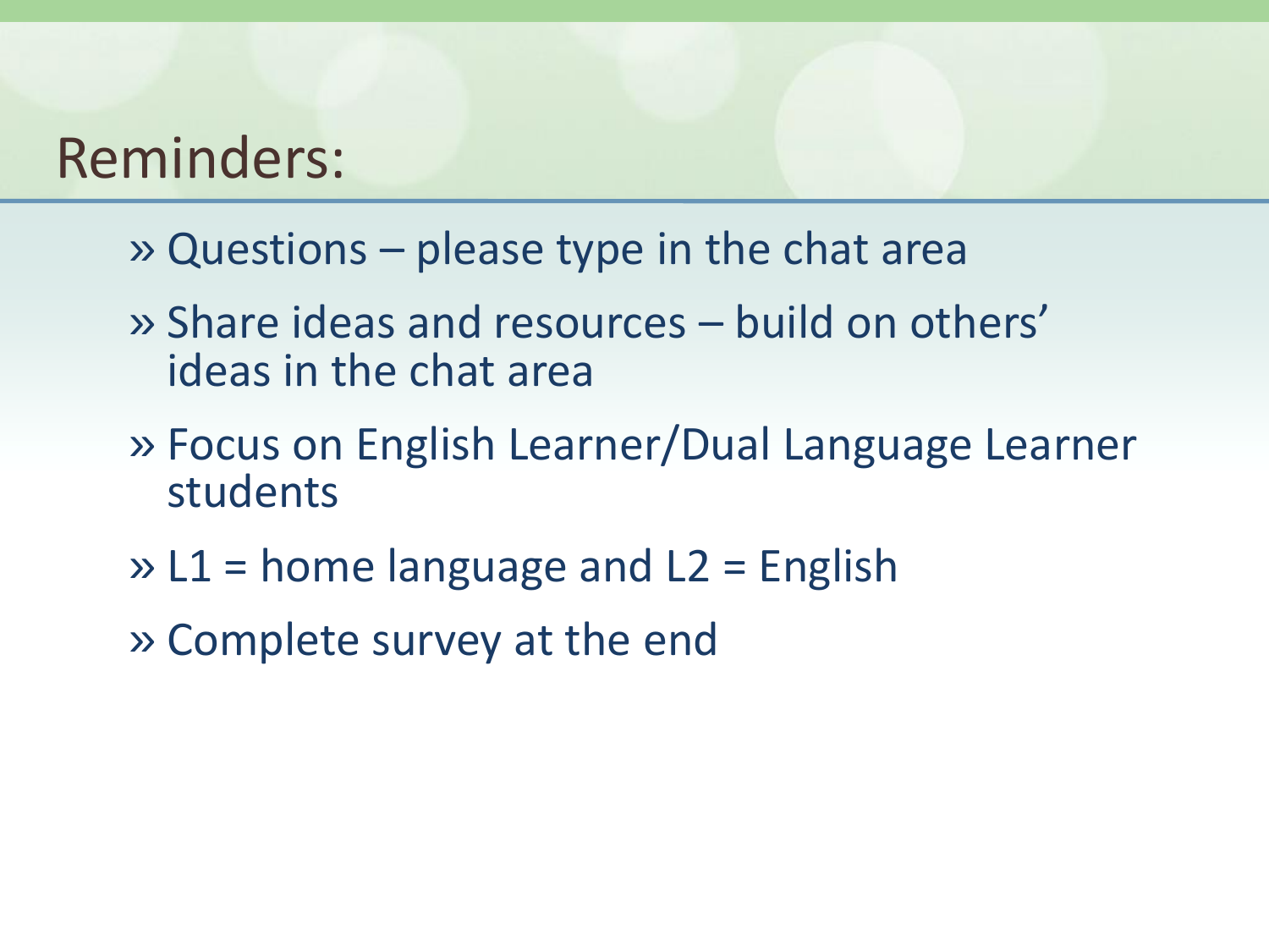# Reminders:

- Questions – please type in the chat area
- Share ideas and resources – build on others' ideas in the chat area
- Focus on English Learner/Dual Language Learner students
- L1 = home language and L2 = English
- Complete survey at the end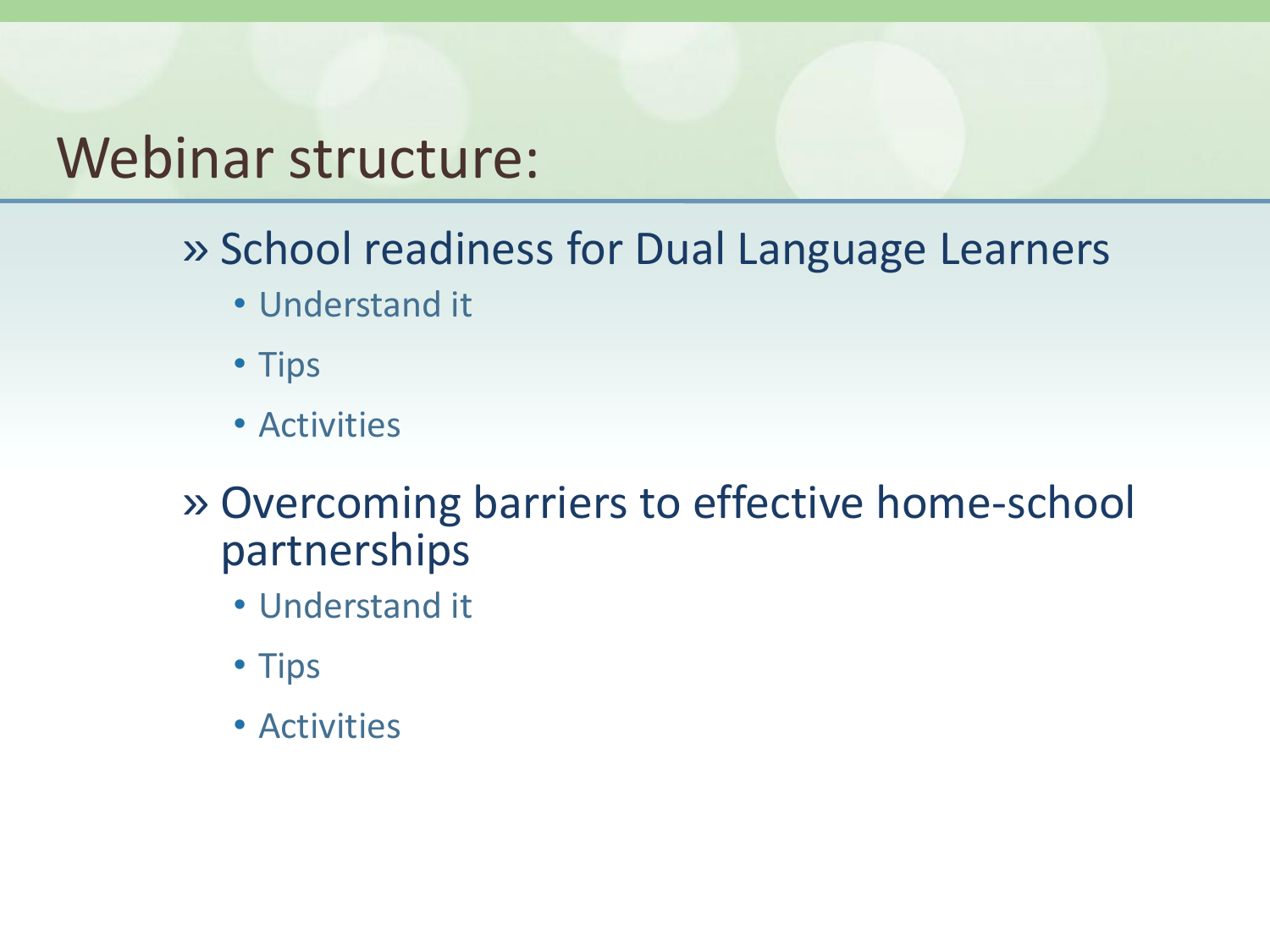# Webinar structure:

- School readiness for Dual Language Learners
  - Understand it
  - Tips
  - Activities
- Overcoming barriers to effective home-school partnerships
  - Understand it
  - Tips
  - Activities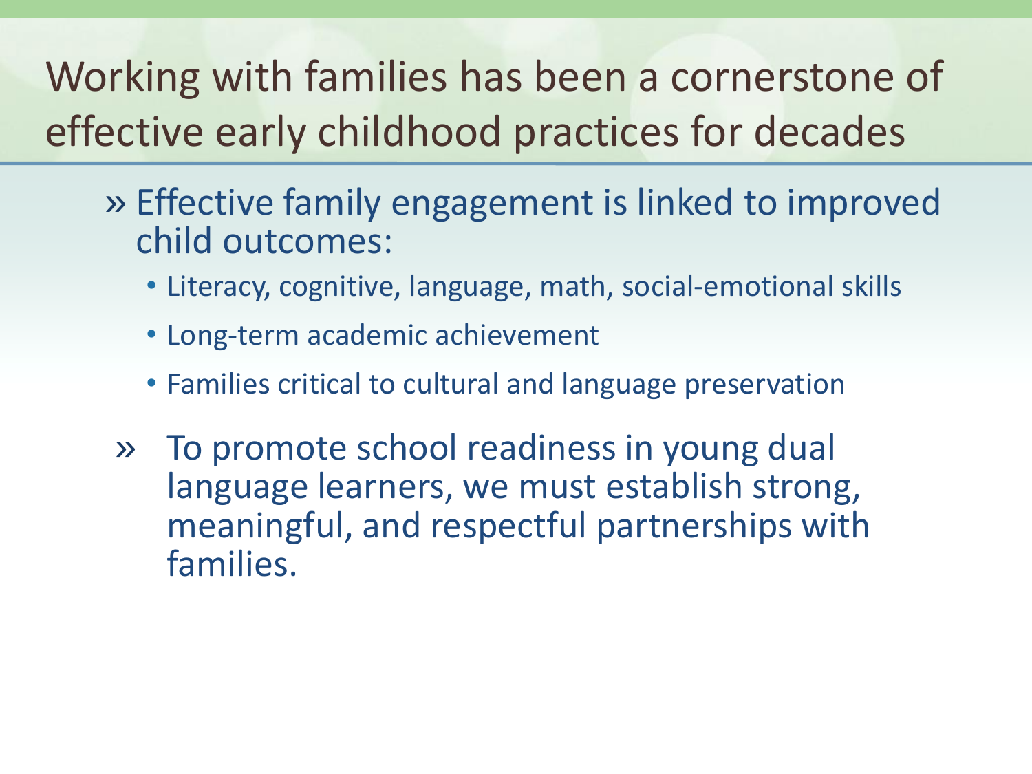# Working with families has been a cornerstone of effective early childhood practices for decades

- Effective family engagement is linked to improved child outcomes:
  - Literacy, cognitive, language, math, social-emotional skills
  - Long-term academic achievement
  - Families critical to cultural and language preservation
- To promote school readiness in young dual language learners, we must establish strong, meaningful, and respectful partnerships with families.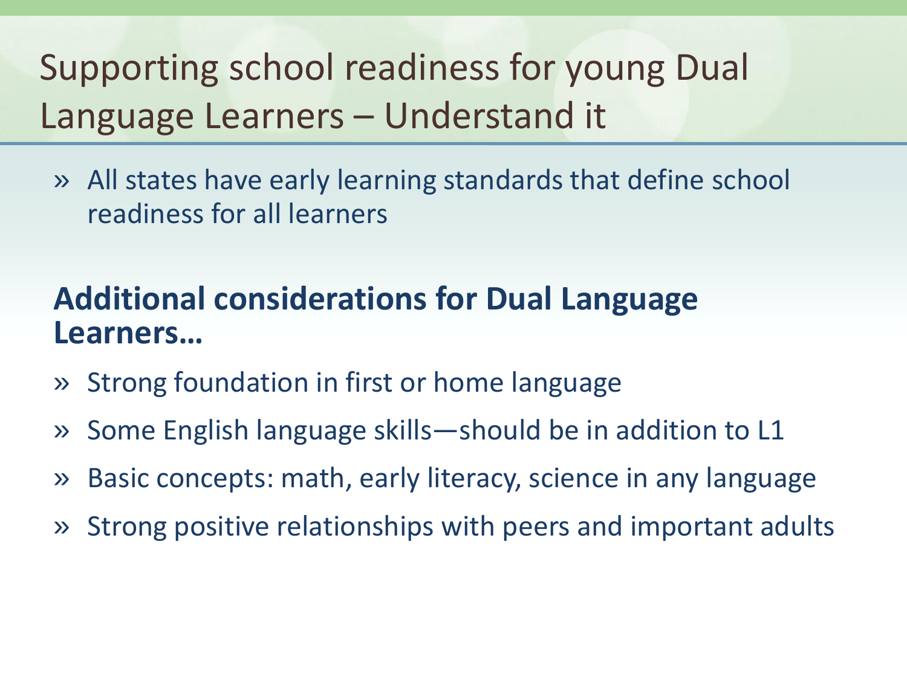# Supporting school readiness for young Dual Language Learners – Understand it

- All states have early learning standards that define school readiness for all learners

**Additional considerations for Dual Language Learners…**

- Strong foundation in first or home language
- Some English language skills—should be in addition to L1
- Basic concepts: math, early literacy, science in any language
- Strong positive relationships with peers and important adults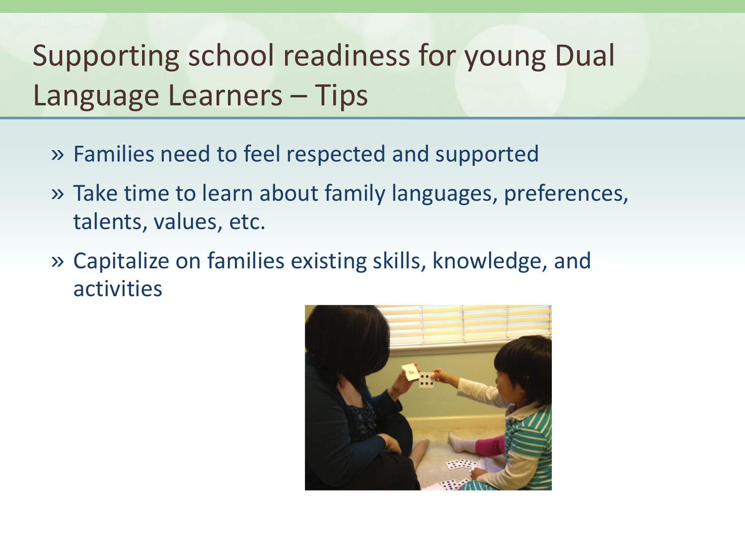# Supporting school readiness for young Dual Language Learners – Tips

- Families need to feel respected and supported
- Take time to learn about family languages, preferences, talents, values, etc.
- Capitalize on families existing skills, knowledge, and activities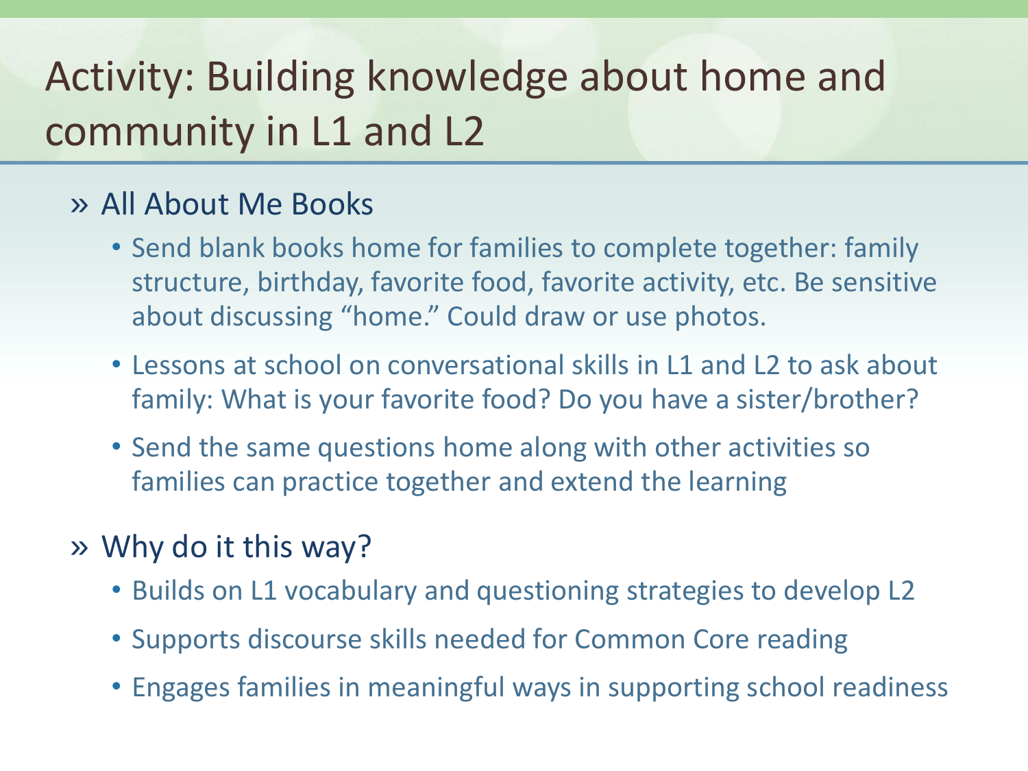# Activity: Building knowledge about home and community in L1 and L2

- All About Me Books
  - Send blank books home for families to complete together: family structure, birthday, favorite food, favorite activity, etc. Be sensitive about discussing "home." Could draw or use photos.
  - Lessons at school on conversational skills in L1 and L2 to ask about family: What is your favorite food? Do you have a sister/brother?
  - Send the same questions home along with other activities so families can practice together and extend the learning
- Why do it this way?
  - Builds on L1 vocabulary and questioning strategies to develop L2
  - Supports discourse skills needed for Common Core reading
  - Engages families in meaningful ways in supporting school readiness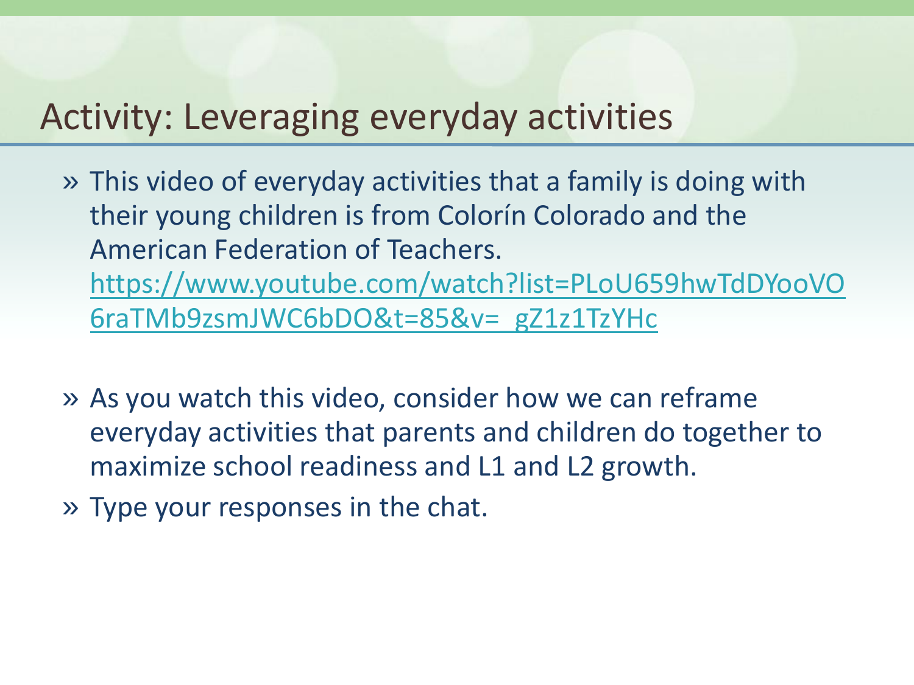# Activity: Leveraging everyday activities

- This video of everyday activities that a family is doing with their young children is from Colorín Colorado and the American Federation of Teachers. https://www.youtube.com/watch?list=PLoU659hwTdDYooVO6raTMb9zsmJWC6bDO&t=85&v=_gZ1z1TzYHc

- As you watch this video, consider how we can reframe everyday activities that parents and children do together to maximize school readiness and L1 and L2 growth.
- Type your responses in the chat.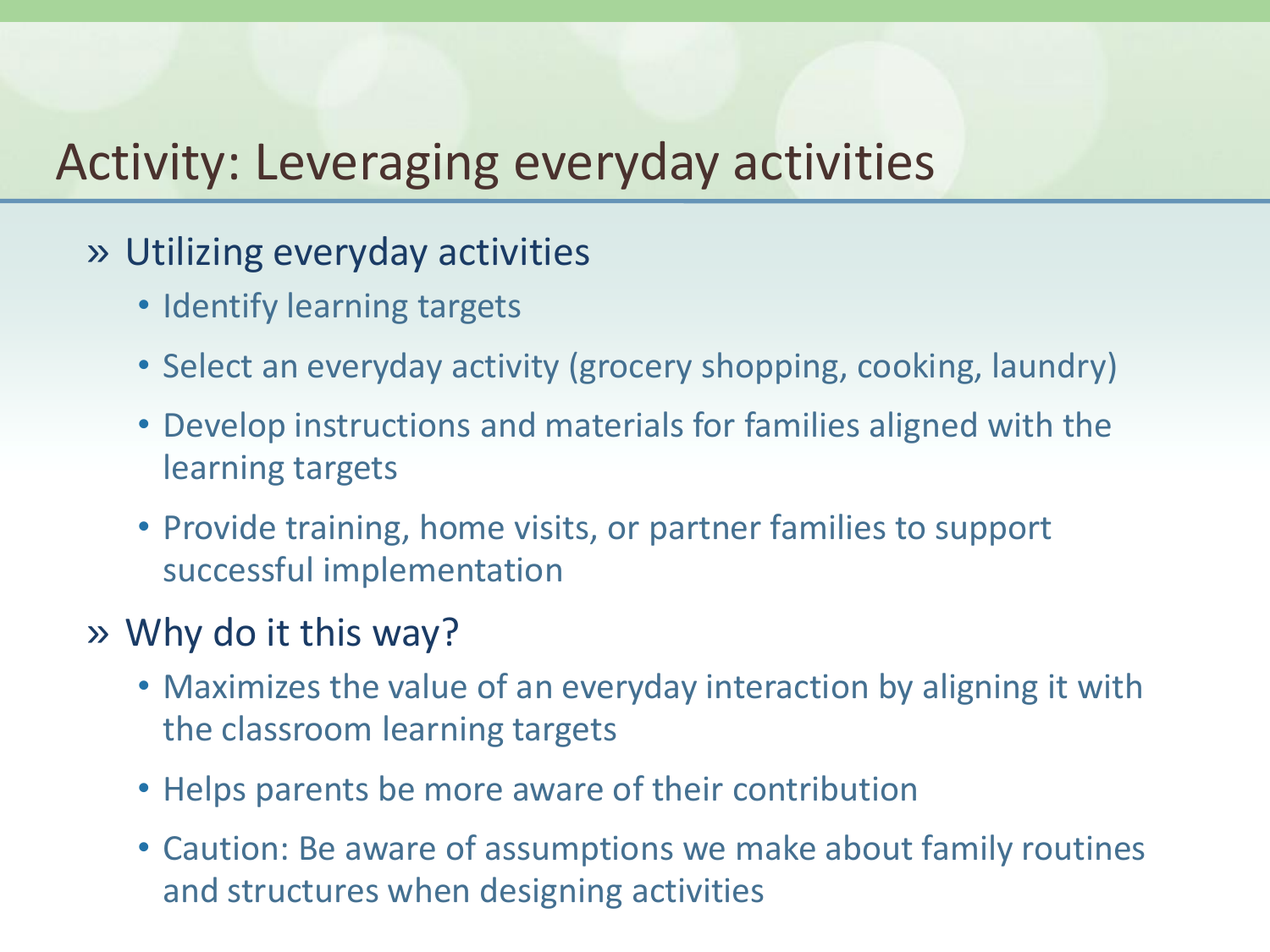# Activity: Leveraging everyday activities

- Utilizing everyday activities
  - Identify learning targets
  - Select an everyday activity (grocery shopping, cooking, laundry)
  - Develop instructions and materials for families aligned with the learning targets
  - Provide training, home visits, or partner families to support successful implementation
- Why do it this way?
  - Maximizes the value of an everyday interaction by aligning it with the classroom learning targets
  - Helps parents be more aware of their contribution
  - Caution: Be aware of assumptions we make about family routines and structures when designing activities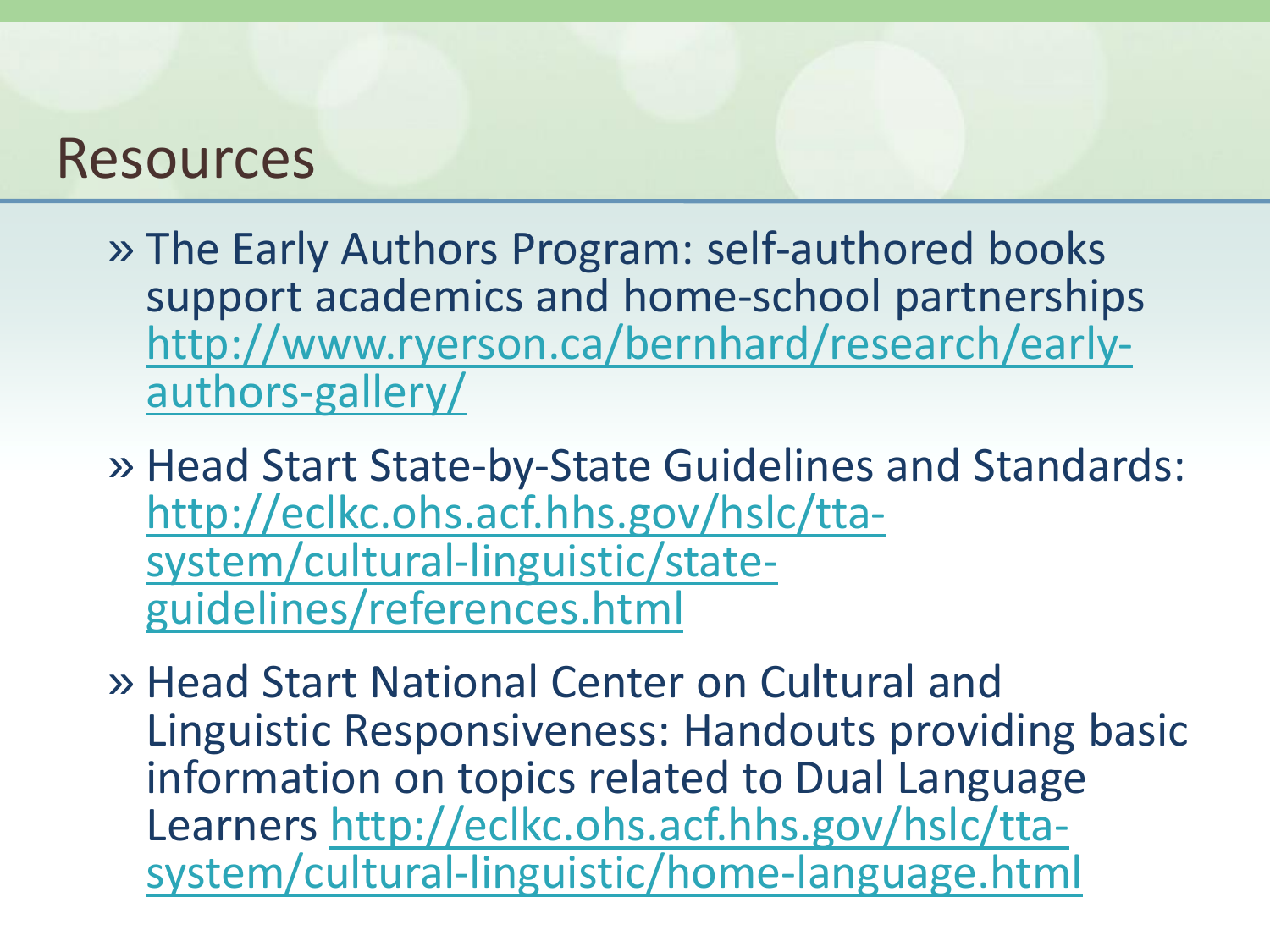# Resources

- The Early Authors Program: self-authored books support academics and home-school partnerships http://www.ryerson.ca/bernhard/research/early-authors-gallery/
- Head Start State-by-State Guidelines and Standards: http://eclkc.ohs.acf.hhs.gov/hslc/tta-system/cultural-linguistic/state-guidelines/references.html
- Head Start National Center on Cultural and Linguistic Responsiveness: Handouts providing basic information on topics related to Dual Language Learners http://eclkc.ohs.acf.hhs.gov/hslc/tta-system/cultural-linguistic/home-language.html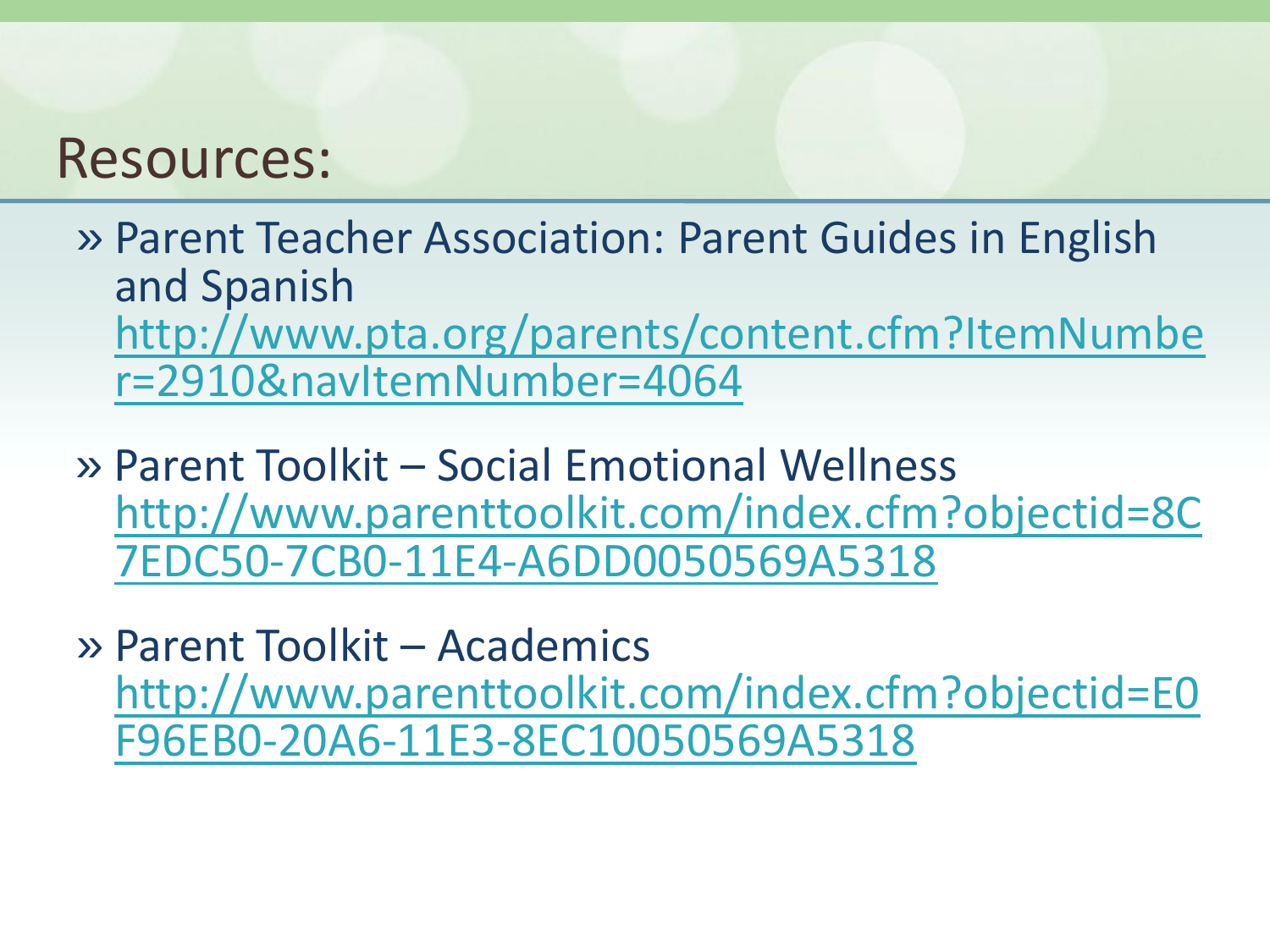# Resources:

- Parent Teacher Association: Parent Guides in English and Spanish
  http://www.pta.org/parents/content.cfm?ItemNumber=2910&navItemNumber=4064
- Parent Toolkit – Social Emotional Wellness
  http://www.parenttoolkit.com/index.cfm?objectid=8C7EDC50-7CB0-11E4-A6DD0050569A5318
- Parent Toolkit – Academics
  http://www.parenttoolkit.com/index.cfm?objectid=E0F96EB0-20A6-11E3-8EC10050569A5318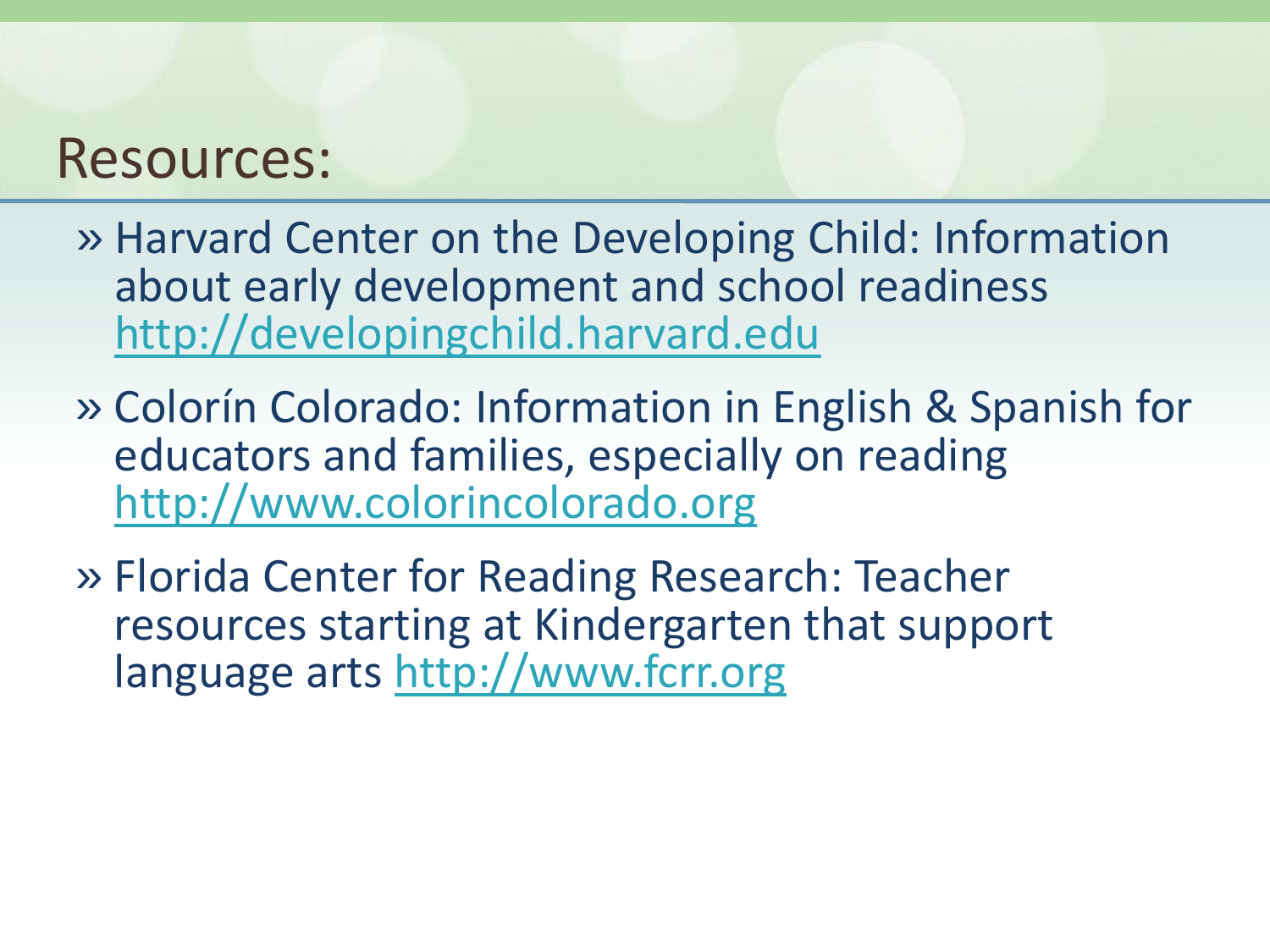# Resources:

- Harvard Center on the Developing Child: Information about early development and school readiness http://developingchild.harvard.edu
- Colorín Colorado: Information in English & Spanish for educators and families, especially on reading http://www.colorincolorado.org
- Florida Center for Reading Research: Teacher resources starting at Kindergarten that support language arts http://www.fcrr.org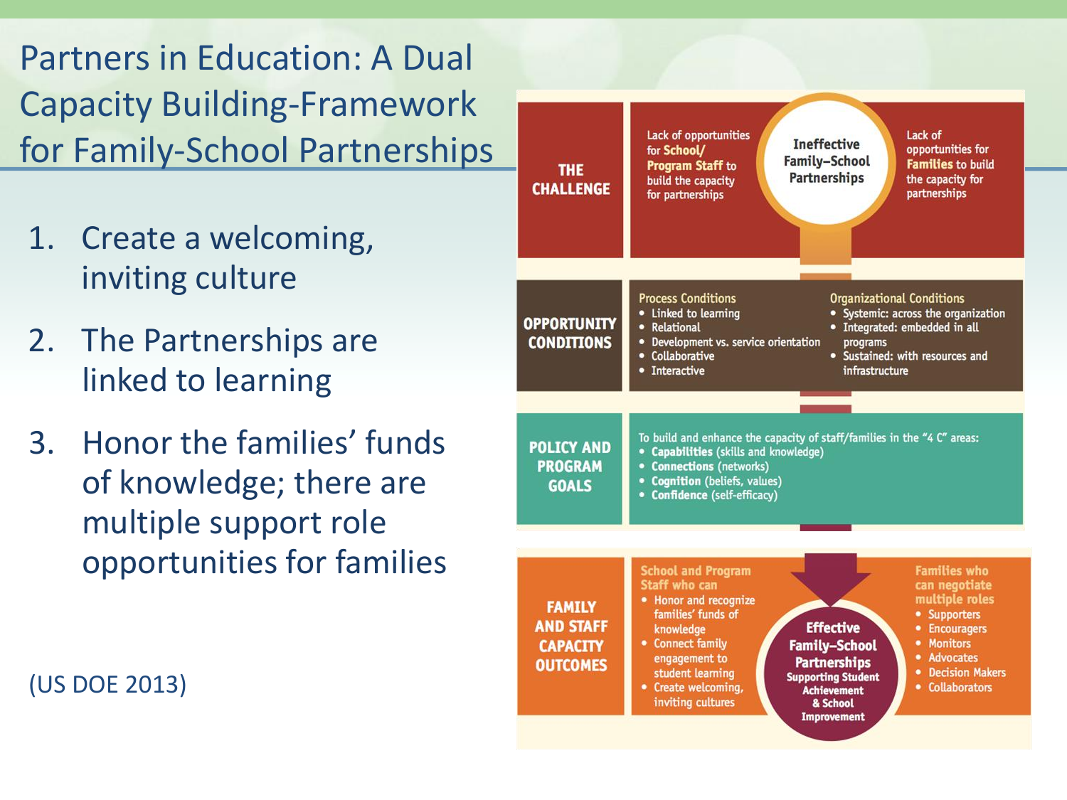# Partners in Education: A Dual Capacity Building-Framework for Family-School Partnerships

1. Create a welcoming, inviting culture
2. The Partnerships are linked to learning
3. Honor the families' funds of knowledge; there are multiple support role opportunities for families

(US DOE 2013)

**THE CHALLENGE**

Lack of opportunities for **School/ Program Staff** to build the capacity for partnerships

**Ineffective Family–School Partnerships**

Lack of opportunities for **Families** to build the capacity for partnerships

**OPPORTUNITY CONDITIONS**

Process Conditions
- Linked to learning
- Relational
- Development vs. service orientation
- Collaborative
- Interactive

Organizational Conditions
- Systemic: across the organization
- Integrated: embedded in all programs
- Sustained: with resources and infrastructure

**POLICY AND PROGRAM GOALS**

To build and enhance the capacity of staff/families in the "4 C" areas:
- **Capabilities** (skills and knowledge)
- **Connections** (networks)
- **Cognition** (beliefs, values)
- **Confidence** (self-efficacy)

**FAMILY AND STAFF CAPACITY OUTCOMES**

School and Program Staff who can
- Honor and recognize families' funds of knowledge
- Connect family engagement to student learning
- Create welcoming, inviting cultures

**Effective Family–School Partnerships Supporting Student Achievement & School Improvement**

Families who can negotiate multiple roles
- Supporters
- Encouragers
- Monitors
- Advocates
- Decision Makers
- Collaborators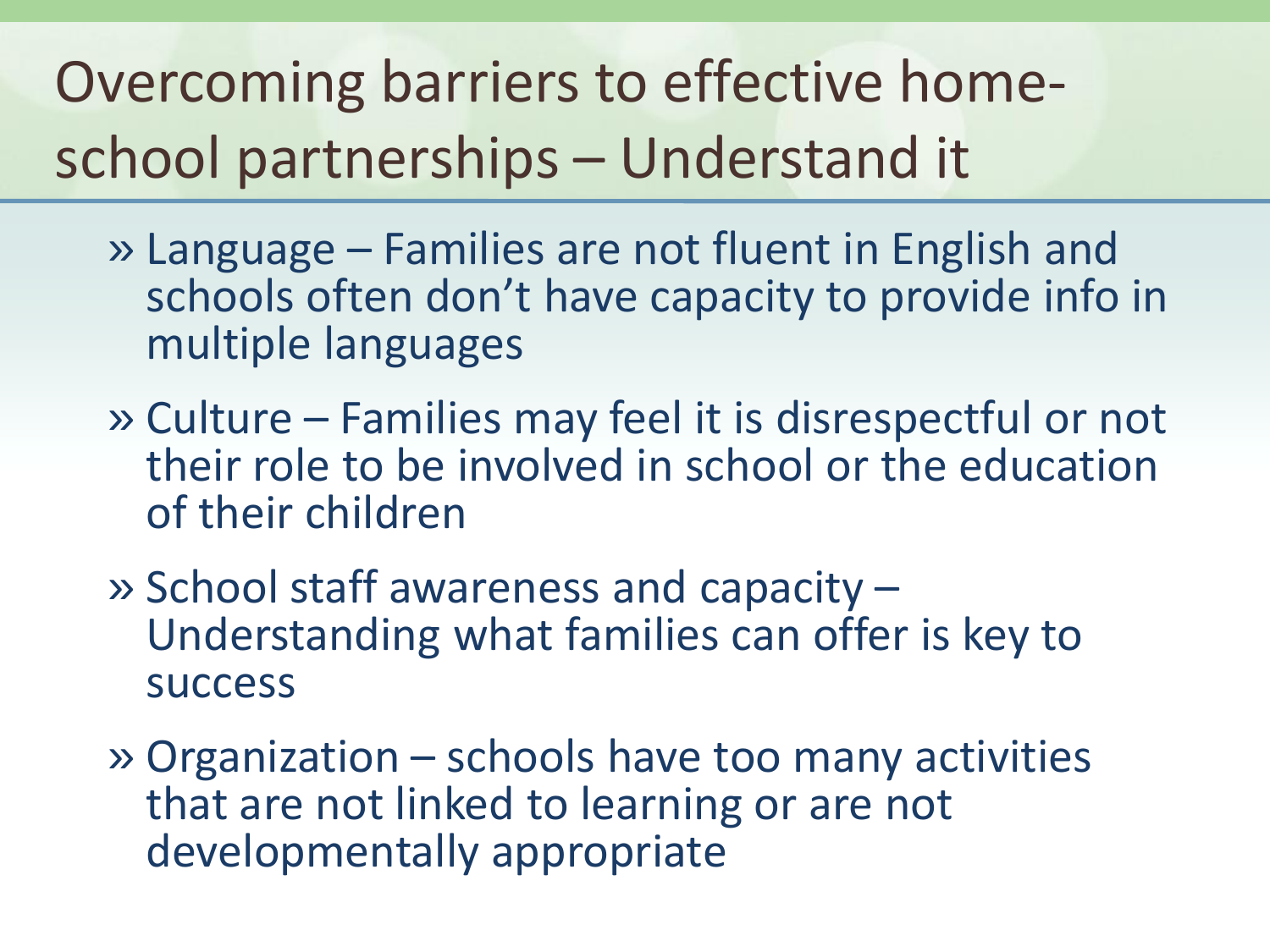# Overcoming barriers to effective home-school partnerships – Understand it

- Language – Families are not fluent in English and schools often don't have capacity to provide info in multiple languages
- Culture – Families may feel it is disrespectful or not their role to be involved in school or the education of their children
- School staff awareness and capacity – Understanding what families can offer is key to success
- Organization – schools have too many activities that are not linked to learning or are not developmentally appropriate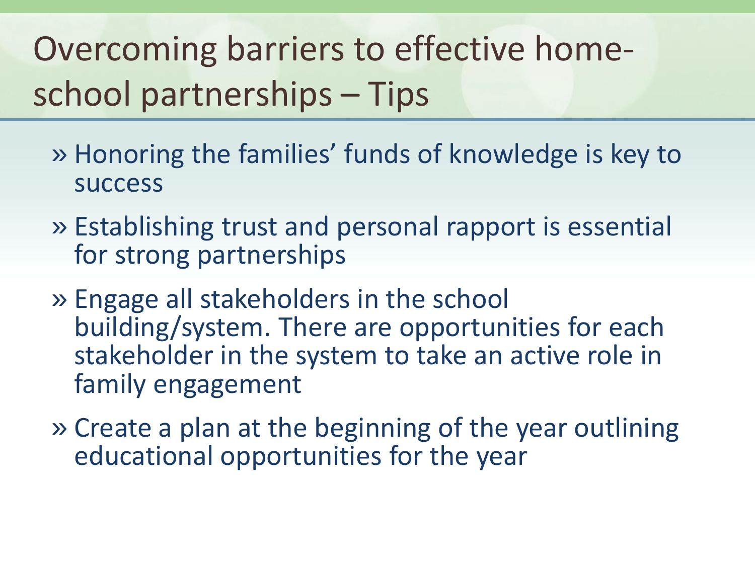# Overcoming barriers to effective home-school partnerships – Tips

- Honoring the families' funds of knowledge is key to success
- Establishing trust and personal rapport is essential for strong partnerships
- Engage all stakeholders in the school building/system. There are opportunities for each stakeholder in the system to take an active role in family engagement
- Create a plan at the beginning of the year outlining educational opportunities for the year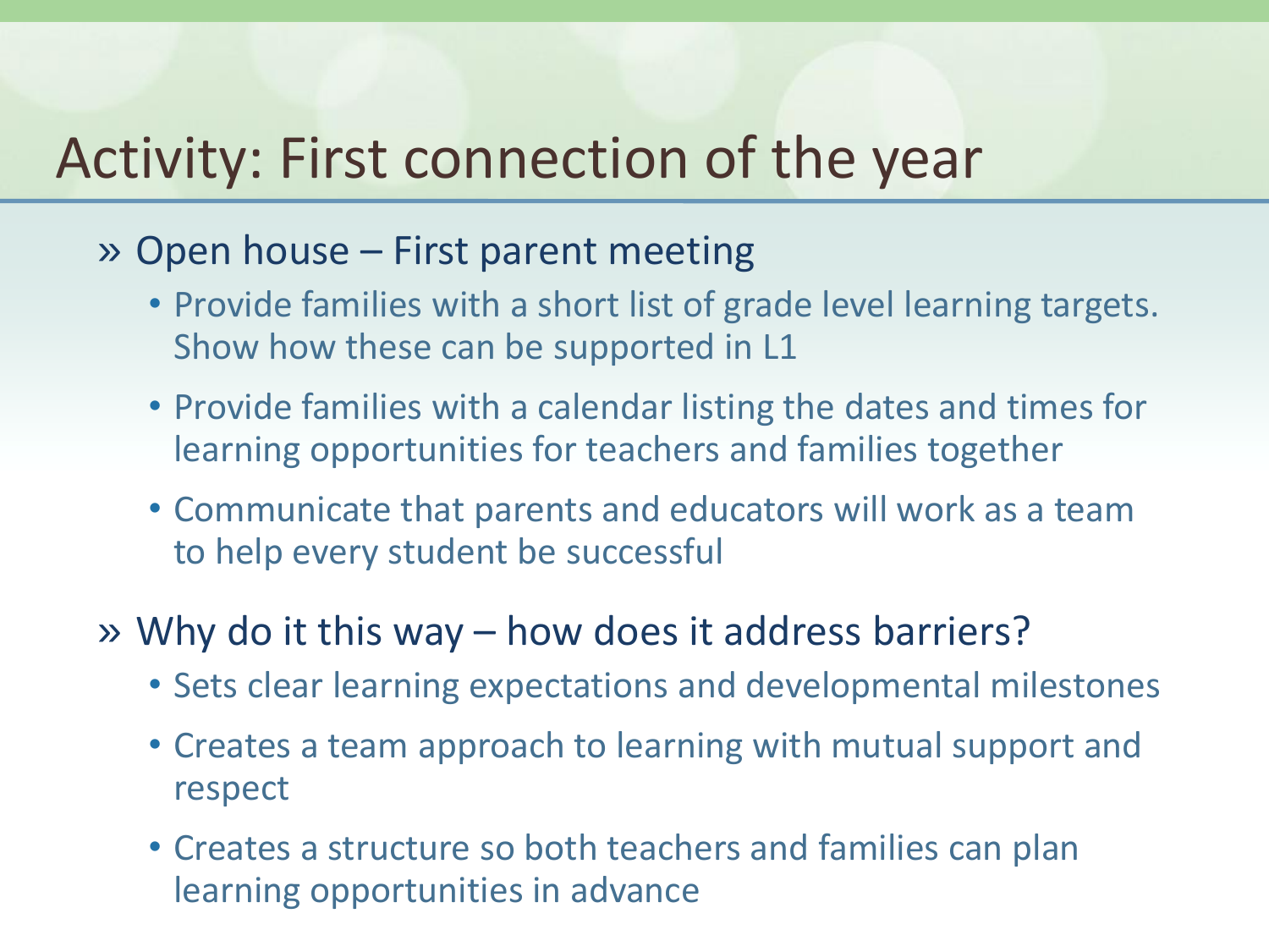# Activity: First connection of the year

- Open house – First parent meeting
  - Provide families with a short list of grade level learning targets. Show how these can be supported in L1
  - Provide families with a calendar listing the dates and times for learning opportunities for teachers and families together
  - Communicate that parents and educators will work as a team to help every student be successful
- Why do it this way – how does it address barriers?
  - Sets clear learning expectations and developmental milestones
  - Creates a team approach to learning with mutual support and respect
  - Creates a structure so both teachers and families can plan learning opportunities in advance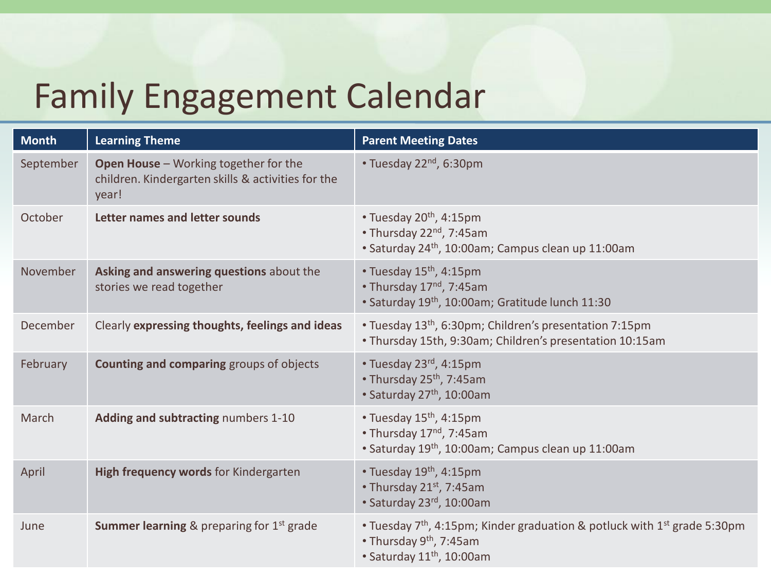# Family Engagement Calendar

| Month | Learning Theme | Parent Meeting Dates |
|---|---|---|
| September | **Open House** – Working together for the children. Kindergarten skills & activities for the year! | • Tuesday 22nd, 6:30pm |
| October | **Letter names and letter sounds** | • Tuesday 20th, 4:15pm<br>• Thursday 22nd, 7:45am<br>• Saturday 24th, 10:00am; Campus clean up 11:00am |
| November | **Asking and answering questions** about the stories we read together | • Tuesday 15th, 4:15pm<br>• Thursday 17nd, 7:45am<br>• Saturday 19th, 10:00am; Gratitude lunch 11:30 |
| December | Clearly **expressing thoughts, feelings and ideas** | • Tuesday 13th, 6:30pm; Children's presentation 7:15pm<br>• Thursday 15th, 9:30am; Children's presentation 10:15am |
| February | **Counting and comparing** groups of objects | • Tuesday 23rd, 4:15pm<br>• Thursday 25th, 7:45am<br>• Saturday 27th, 10:00am |
| March | **Adding and subtracting** numbers 1-10 | • Tuesday 15th, 4:15pm<br>• Thursday 17nd, 7:45am<br>• Saturday 19th, 10:00am; Campus clean up 11:00am |
| April | **High frequency words** for Kindergarten | • Tuesday 19th, 4:15pm<br>• Thursday 21st, 7:45am<br>• Saturday 23rd, 10:00am |
| June | **Summer learning** & preparing for 1st grade | • Tuesday 7th, 4:15pm; Kinder graduation & potluck with 1st grade 5:30pm<br>• Thursday 9th, 7:45am<br>• Saturday 11th, 10:00am |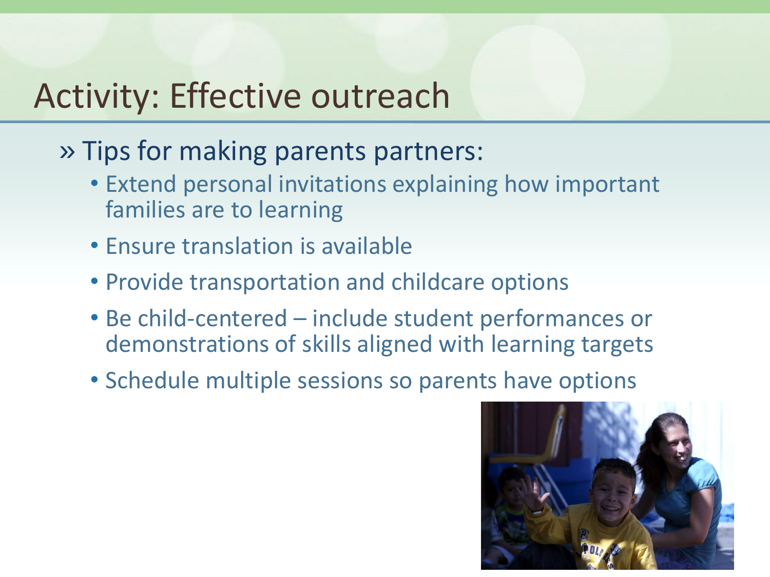# Activity: Effective outreach

» Tips for making parents partners:

- Extend personal invitations explaining how important families are to learning
- Ensure translation is available
- Provide transportation and childcare options
- Be child-centered – include student performances or demonstrations of skills aligned with learning targets
- Schedule multiple sessions so parents have options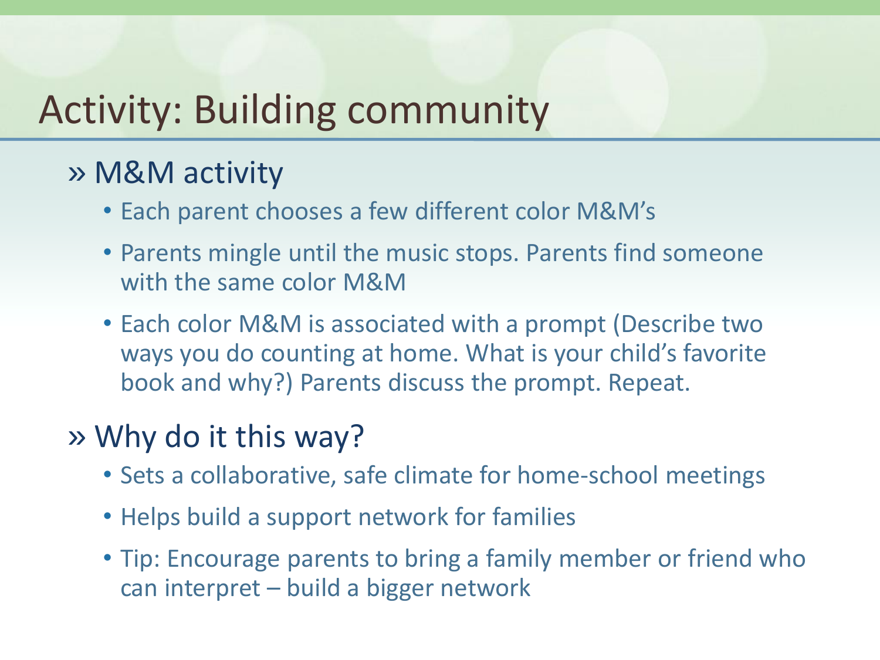# Activity: Building community

- M&M activity
  - Each parent chooses a few different color M&M's
  - Parents mingle until the music stops. Parents find someone with the same color M&M
  - Each color M&M is associated with a prompt (Describe two ways you do counting at home. What is your child's favorite book and why?) Parents discuss the prompt. Repeat.
- Why do it this way?
  - Sets a collaborative, safe climate for home-school meetings
  - Helps build a support network for families
  - Tip: Encourage parents to bring a family member or friend who can interpret – build a bigger network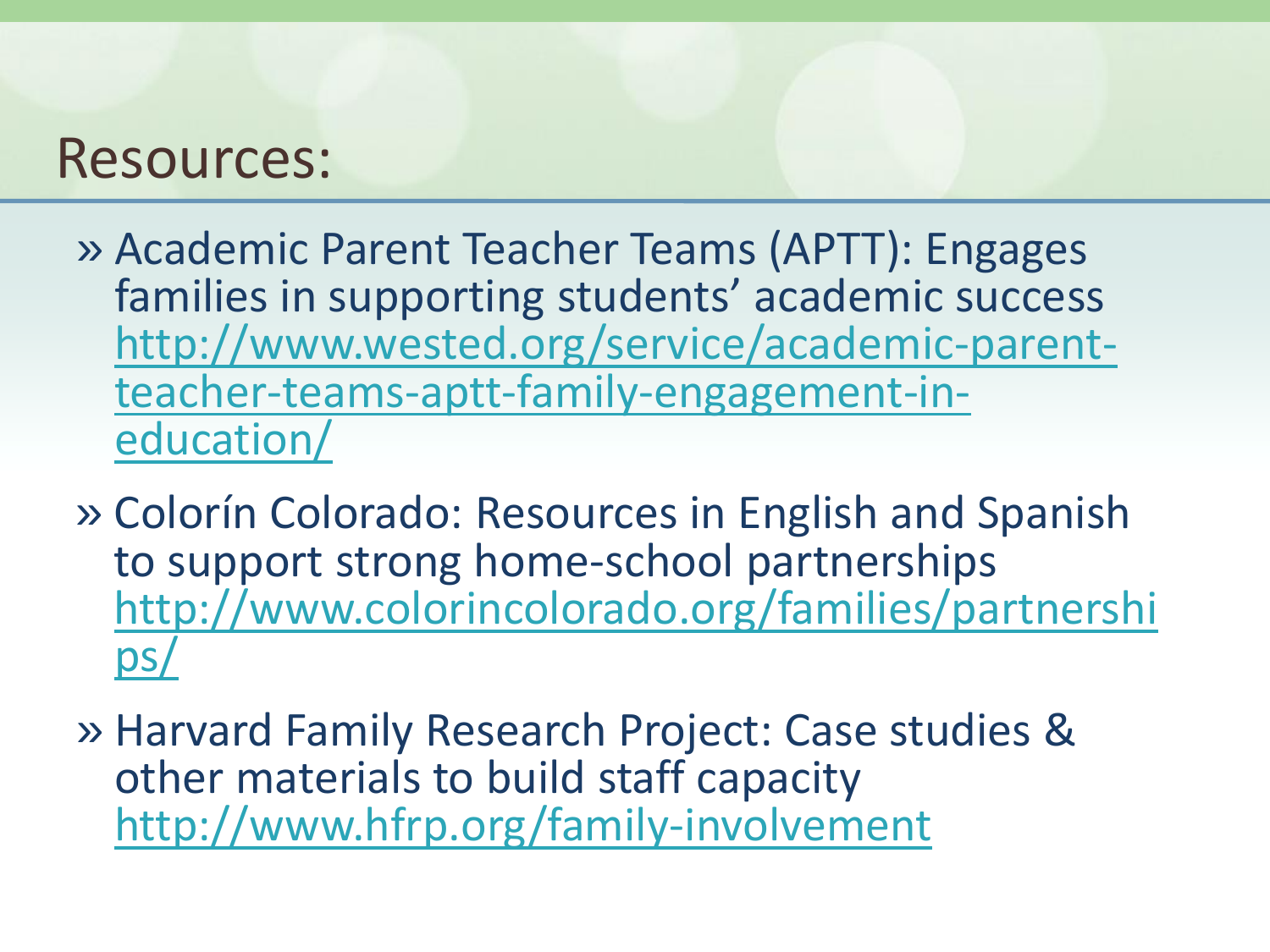# Resources:

» Academic Parent Teacher Teams (APTT): Engages families in supporting students' academic success http://www.wested.org/service/academic-parent-teacher-teams-aptt-family-engagement-in-education/

» Colorín Colorado: Resources in English and Spanish to support strong home-school partnerships http://www.colorincolorado.org/families/partnerships/

» Harvard Family Research Project: Case studies & other materials to build staff capacity http://www.hfrp.org/family-involvement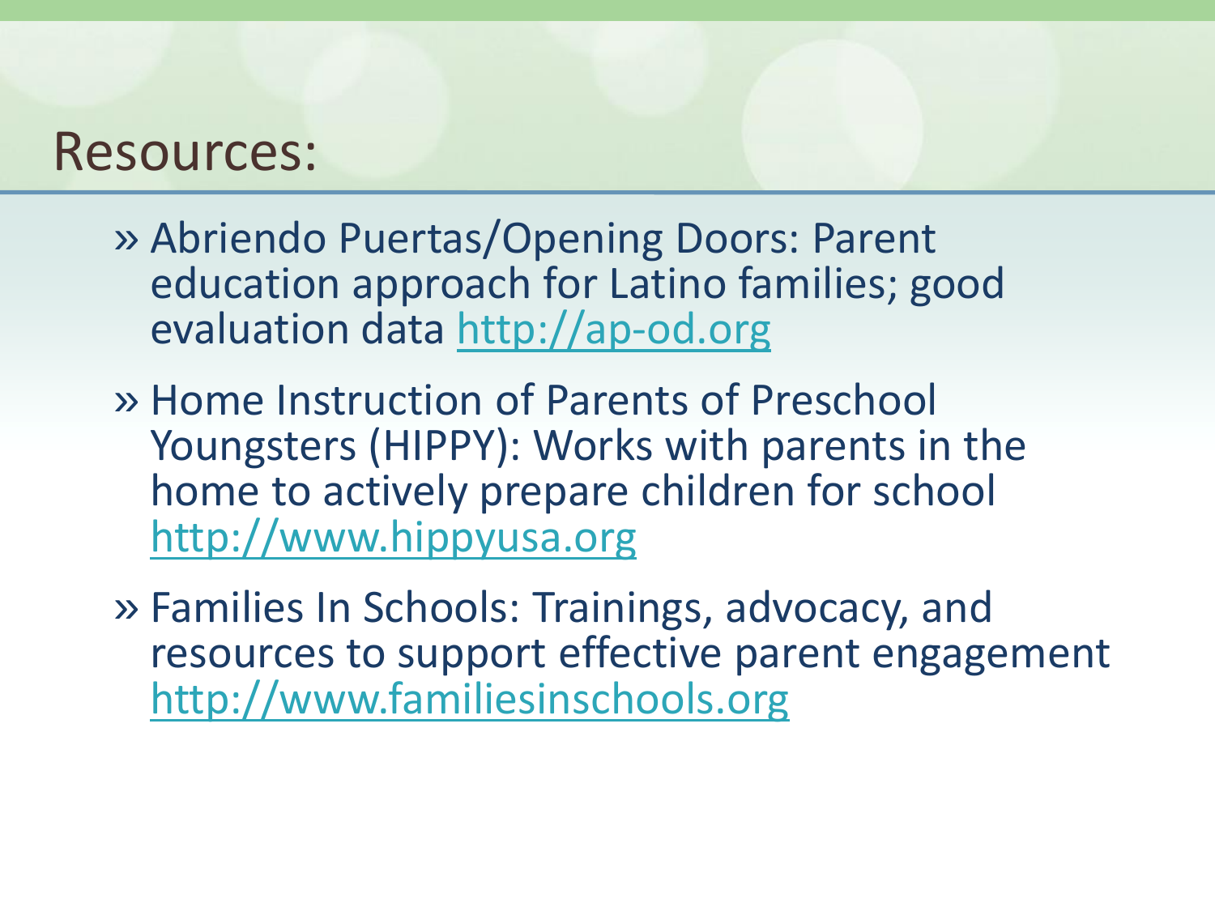# Resources:

- Abriendo Puertas/Opening Doors: Parent education approach for Latino families; good evaluation data http://ap-od.org
- Home Instruction of Parents of Preschool Youngsters (HIPPY): Works with parents in the home to actively prepare children for school http://www.hippyusa.org
- Families In Schools: Trainings, advocacy, and resources to support effective parent engagement http://www.familiesinschools.org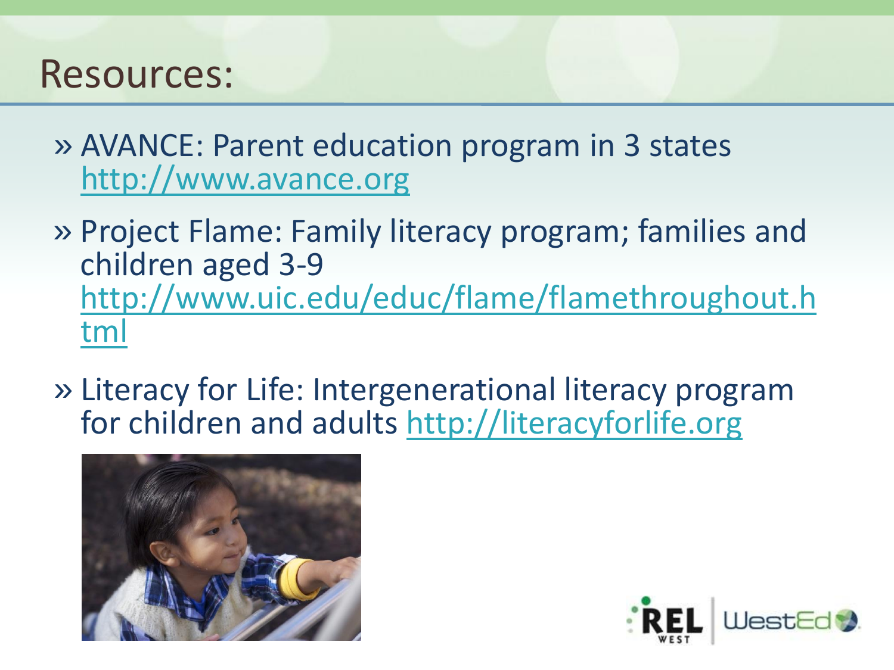# Resources:

- AVANCE: Parent education program in 3 states http://www.avance.org
- Project Flame: Family literacy program; families and children aged 3-9 http://www.uic.edu/educ/flame/flamethroughout.html
- Literacy for Life: Intergenerational literacy program for children and adults http://literacyforlife.org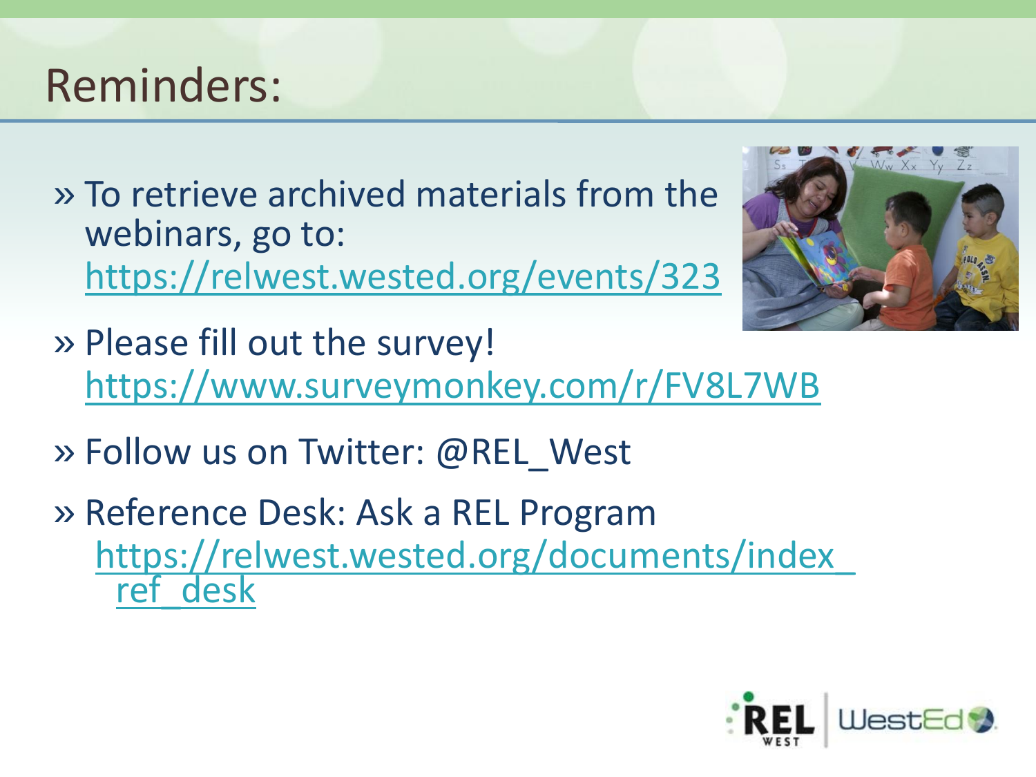# Reminders:

- To retrieve archived materials from the webinars, go to: https://relwest.wested.org/events/323
- Please fill out the survey! https://www.surveymonkey.com/r/FV8L7WB
- Follow us on Twitter: @REL_West
- Reference Desk: Ask a REL Program https://relwest.wested.org/documents/index_ref_desk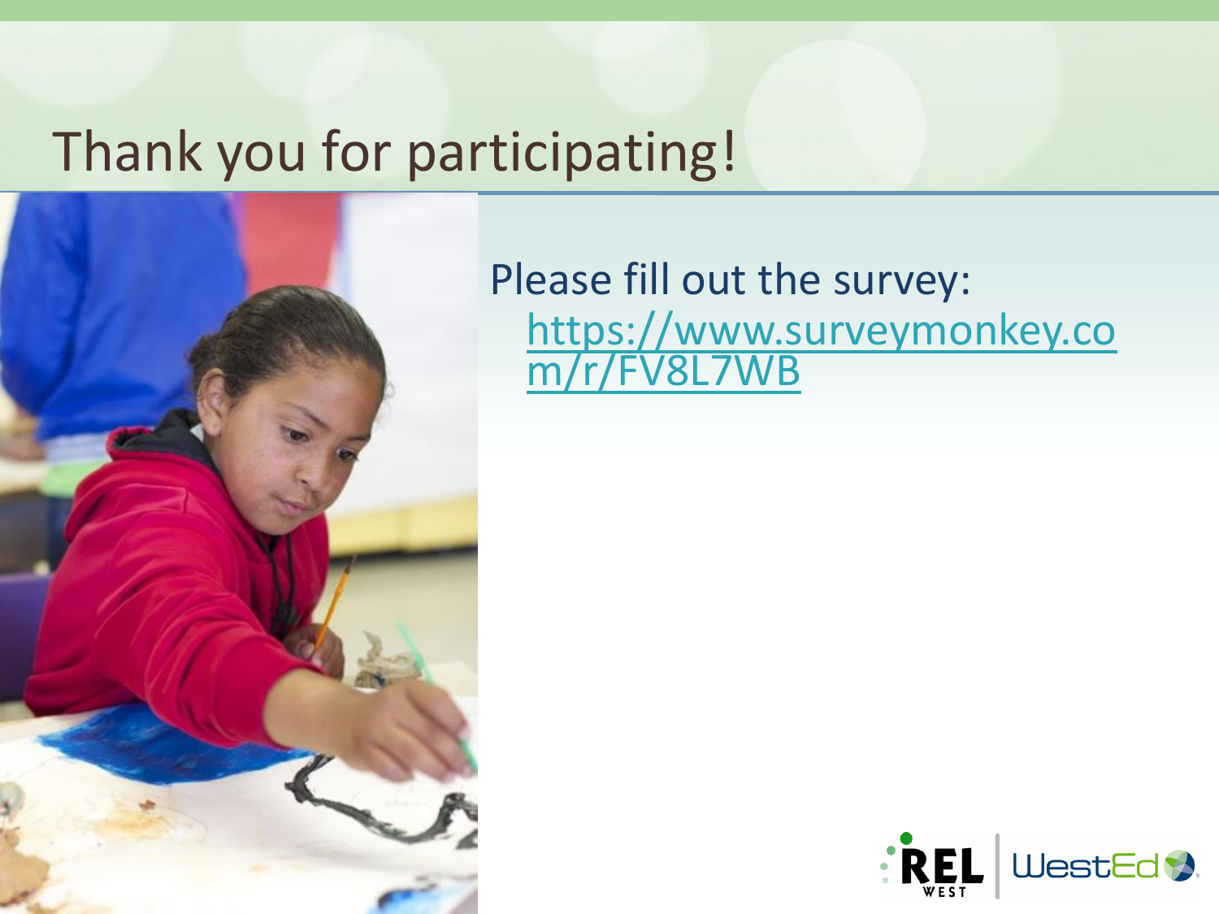# Thank you for participating!

Please fill out the survey:
https://www.surveymonkey.com/r/FV8L7WB